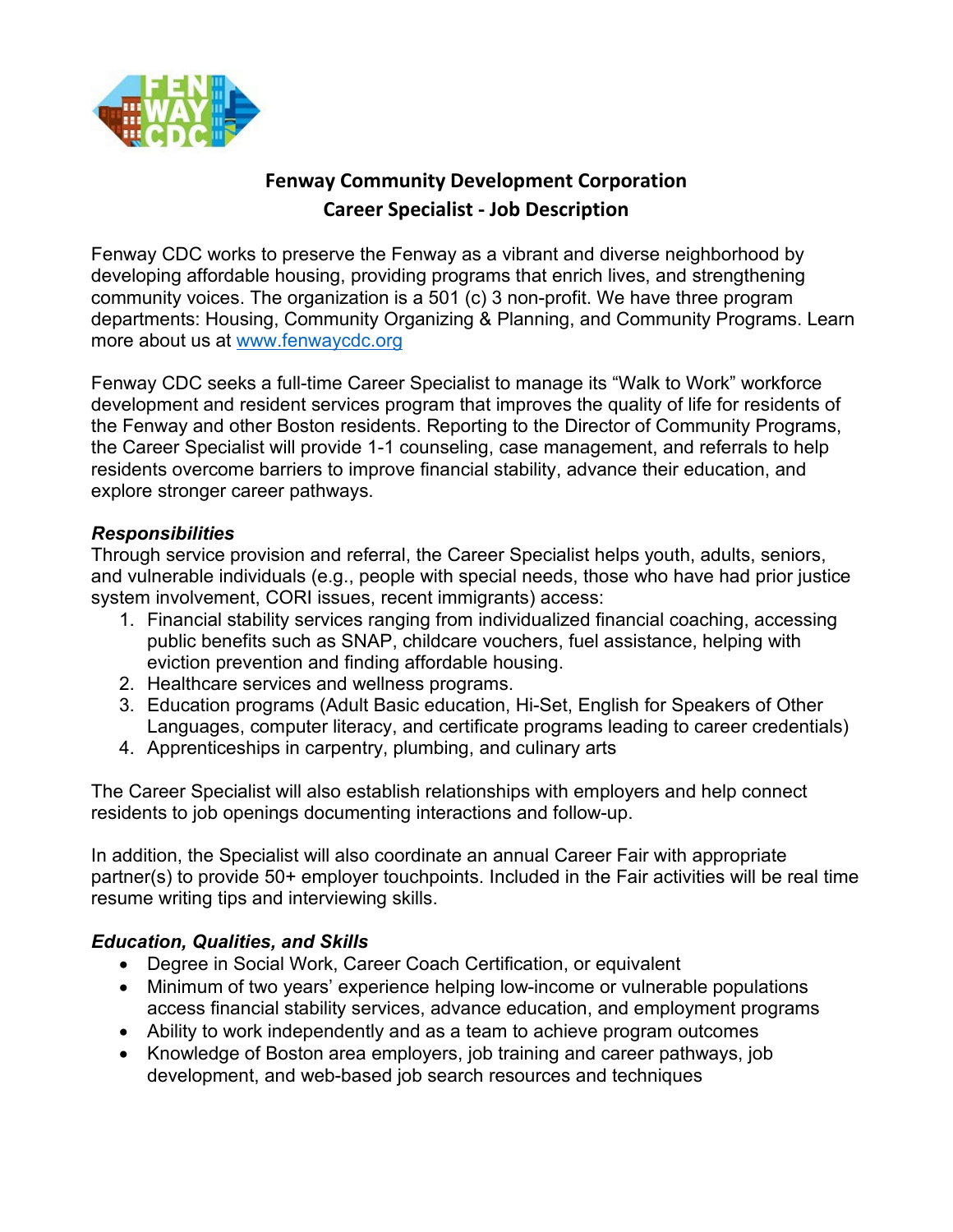# Fenway Community Development Corporation
## Career Specialist - Job Description

Fenway CDC works to preserve the Fenway as a vibrant and diverse neighborhood by developing affordable housing, providing programs that enrich lives, and strengthening community voices. The organization is a 501 (c) 3 non-profit. We have three program departments: Housing, Community Organizing & Planning, and Community Programs. Learn more about us at [www.fenwaycdc.org](http://www.fenwaycdc.org)

Fenway CDC seeks a full-time Career Specialist to manage its "Walk to Work" workforce development and resident services program that improves the quality of life for residents of the Fenway and other Boston residents. Reporting to the Director of Community Programs, the Career Specialist will provide 1-1 counseling, case management, and referrals to help residents overcome barriers to improve financial stability, advance their education, and explore stronger career pathways.

### *Responsibilities*

Through service provision and referral, the Career Specialist helps youth, adults, seniors, and vulnerable individuals (e.g., people with special needs, those who have had prior justice system involvement, CORI issues, recent immigrants) access:

1. Financial stability services ranging from individualized financial coaching, accessing public benefits such as SNAP, childcare vouchers, fuel assistance, helping with eviction prevention and finding affordable housing.
2. Healthcare services and wellness programs.
3. Education programs (Adult Basic education, Hi-Set, English for Speakers of Other Languages, computer literacy, and certificate programs leading to career credentials)
4. Apprenticeships in carpentry, plumbing, and culinary arts

The Career Specialist will also establish relationships with employers and help connect residents to job openings documenting interactions and follow-up.

In addition, the Specialist will also coordinate an annual Career Fair with appropriate partner(s) to provide 50+ employer touchpoints. Included in the Fair activities will be real time resume writing tips and interviewing skills.

### *Education, Qualities, and Skills*

- Degree in Social Work, Career Coach Certification, or equivalent
- Minimum of two years' experience helping low-income or vulnerable populations access financial stability services, advance education, and employment programs
- Ability to work independently and as a team to achieve program outcomes
- Knowledge of Boston area employers, job training and career pathways, job development, and web-based job search resources and techniques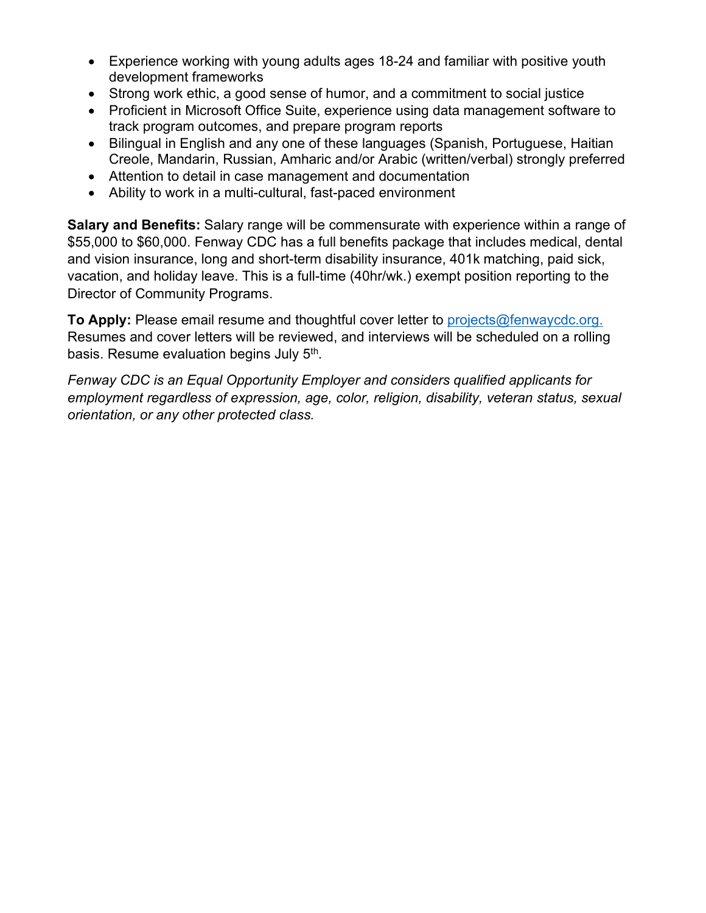- Experience working with young adults ages 18-24 and familiar with positive youth development frameworks
- Strong work ethic, a good sense of humor, and a commitment to social justice
- Proficient in Microsoft Office Suite, experience using data management software to track program outcomes, and prepare program reports
- Bilingual in English and any one of these languages (Spanish, Portuguese, Haitian Creole, Mandarin, Russian, Amharic and/or Arabic (written/verbal) strongly preferred
- Attention to detail in case management and documentation
- Ability to work in a multi-cultural, fast-paced environment

**Salary and Benefits:** Salary range will be commensurate with experience within a range of $55,000 to $60,000. Fenway CDC has a full benefits package that includes medical, dental and vision insurance, long and short-term disability insurance, 401k matching, paid sick, vacation, and holiday leave. This is a full-time (40hr/wk.) exempt position reporting to the Director of Community Programs.

**To Apply:** Please email resume and thoughtful cover letter to projects@fenwaycdc.org. Resumes and cover letters will be reviewed, and interviews will be scheduled on a rolling basis. Resume evaluation begins July 5th.

*Fenway CDC is an Equal Opportunity Employer and considers qualified applicants for employment regardless of expression, age, color, religion, disability, veteran status, sexual orientation, or any other protected class.*